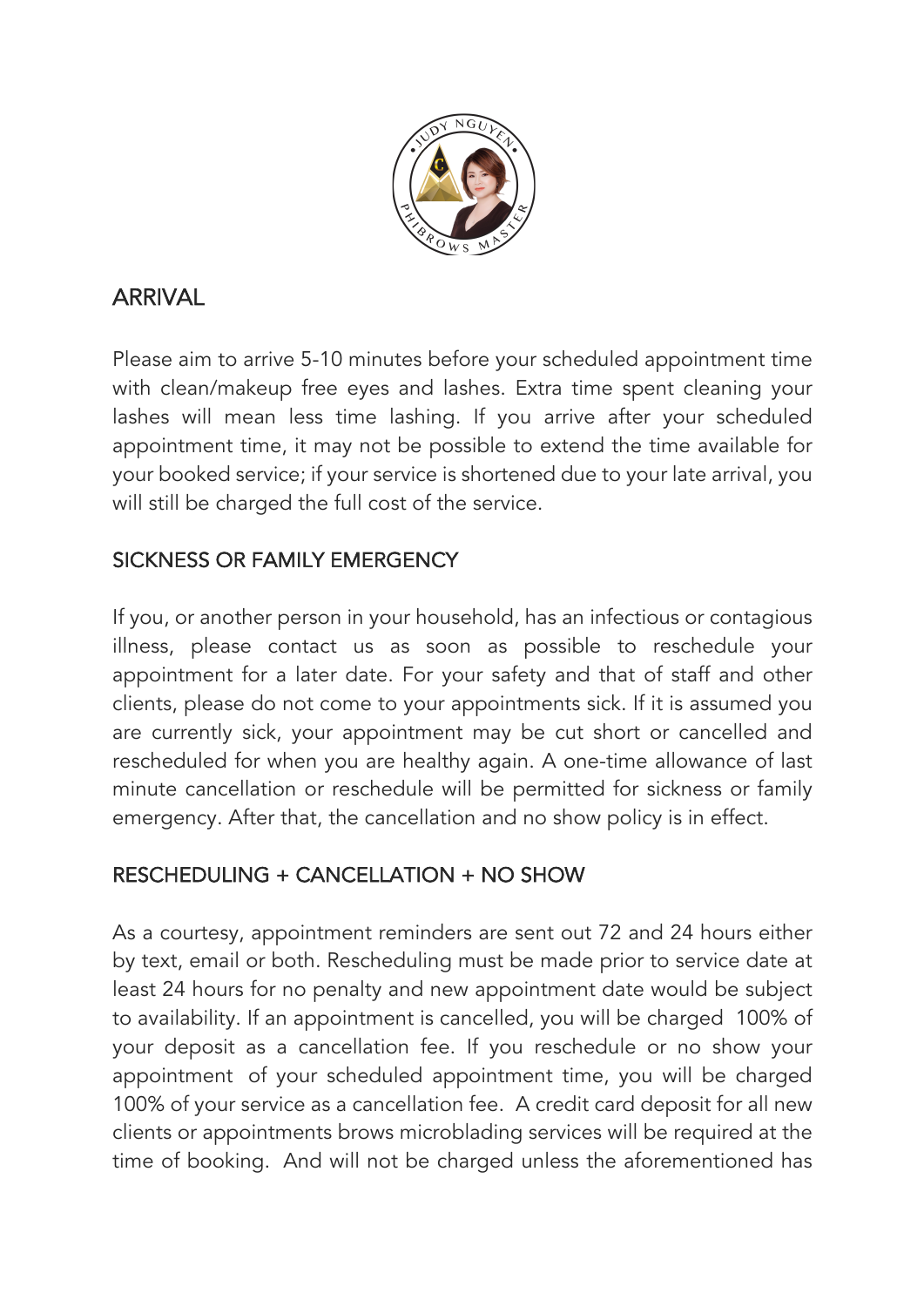## ARRIVAL

Please aim to arrive 5-10 minutes before your scheduled appointment time with clean/makeup free eyes and lashes. Extra time spent cleaning your lashes will mean less time lashing. If you arrive after your scheduled appointment time, it may not be possible to extend the time available for your booked service; if your service is shortened due to your late arrival, you will still be charged the full cost of the service.

## SICKNESS OR FAMILY EMERGENCY

If you, or another person in your household, has an infectious or contagious illness, please contact us as soon as possible to reschedule your appointment for a later date. For your safety and that of staff and other clients, please do not come to your appointments sick. If it is assumed you are currently sick, your appointment may be cut short or cancelled and rescheduled for when you are healthy again. A one-time allowance of last minute cancellation or reschedule will be permitted for sickness or family emergency. After that, the cancellation and no show policy is in effect.

## RESCHEDULING + CANCELLATION + NO SHOW

As a courtesy, appointment reminders are sent out 72 and 24 hours either by text, email or both. Rescheduling must be made prior to service date at least 24 hours for no penalty and new appointment date would be subject to availability. If an appointment is cancelled, you will be charged 100% of your deposit as a cancellation fee. If you reschedule or no show your appointment of your scheduled appointment time, you will be charged 100% of your service as a cancellation fee. A credit card deposit for all new clients or appointments brows microblading services will be required at the time of booking. And will not be charged unless the aforementioned has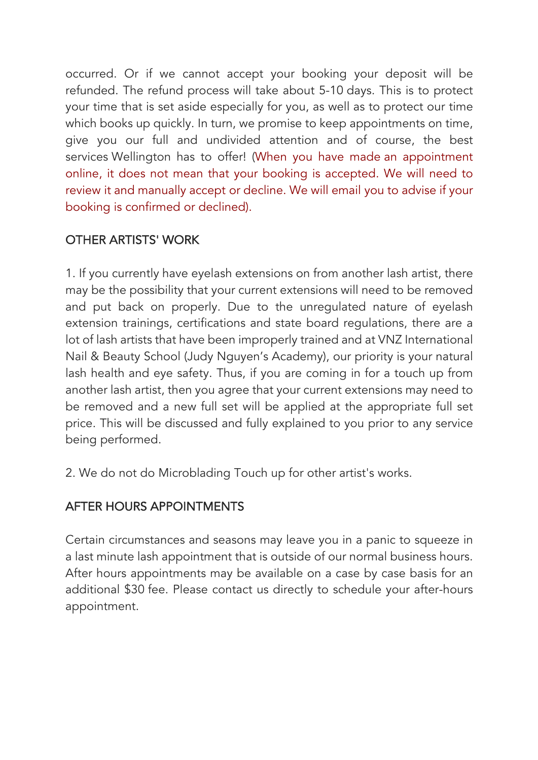occurred. Or if we cannot accept your booking your deposit will be refunded. The refund process will take about 5-10 days. This is to protect your time that is set aside especially for you, as well as to protect our time which books up quickly. In turn, we promise to keep appointments on time, give you our full and undivided attention and of course, the best services Wellington has to offer! (When you have made an appointment online, it does not mean that your booking is accepted. We will need to review it and manually accept or decline. We will email you to advise if your booking is confirmed or declined).

## OTHER ARTISTS' WORK

1. If you currently have eyelash extensions on from another lash artist, there may be the possibility that your current extensions will need to be removed and put back on properly. Due to the unregulated nature of eyelash extension trainings, certifications and state board regulations, there are a lot of lash artists that have been improperly trained and at VNZ International Nail & Beauty School (Judy Nguyen's Academy), our priority is your natural lash health and eye safety. Thus, if you are coming in for a touch up from another lash artist, then you agree that your current extensions may need to be removed and a new full set will be applied at the appropriate full set price. This will be discussed and fully explained to you prior to any service being performed.

2. We do not do Microblading Touch up for other artist's works.

## AFTER HOURS APPOINTMENTS

Certain circumstances and seasons may leave you in a panic to squeeze in a last minute lash appointment that is outside of our normal business hours. After hours appointments may be available on a case by case basis for an additional $30 fee. Please contact us directly to schedule your after-hours appointment.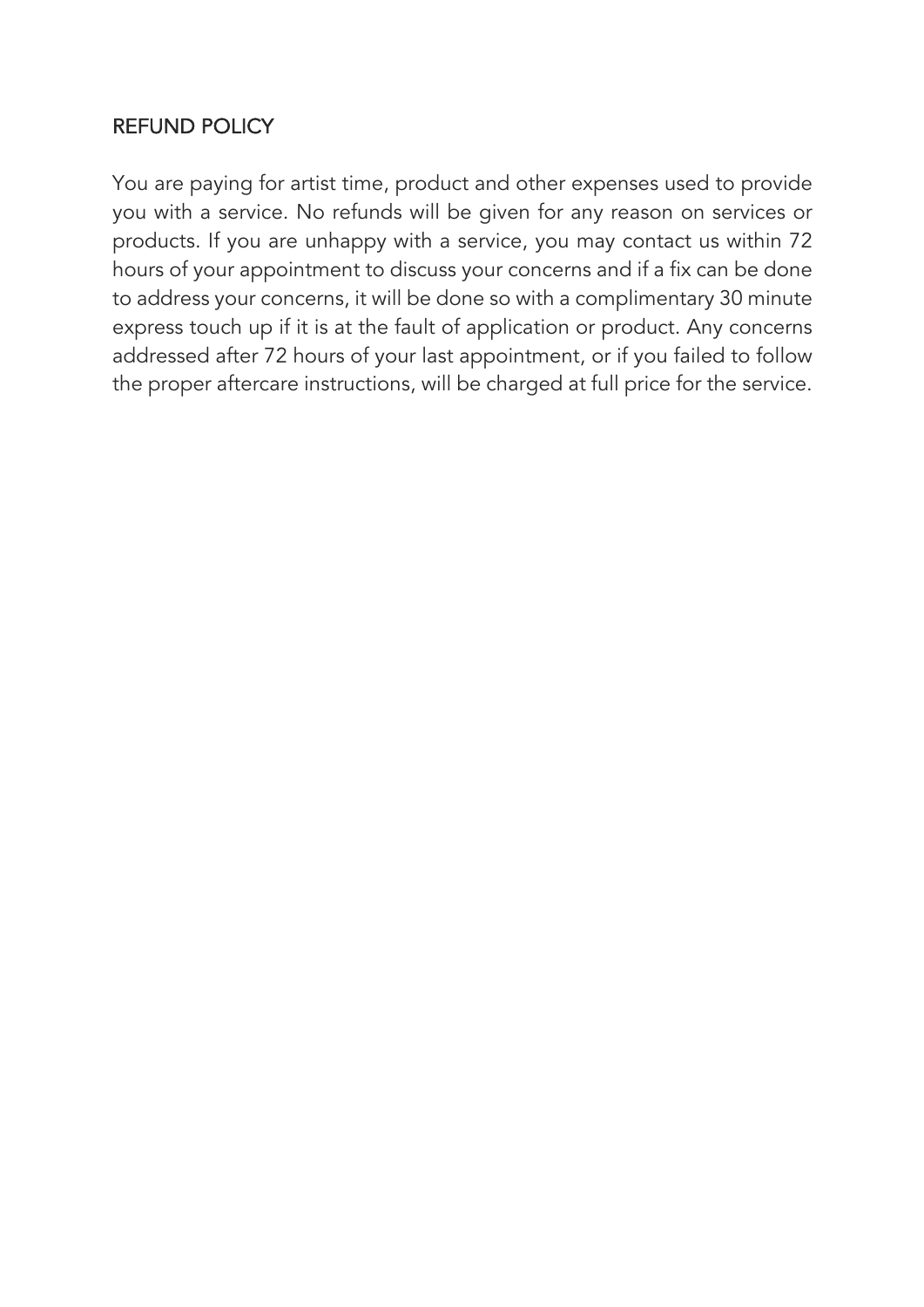## REFUND POLICY

You are paying for artist time, product and other expenses used to provide you with a service. No refunds will be given for any reason on services or products. If you are unhappy with a service, you may contact us within 72 hours of your appointment to discuss your concerns and if a fix can be done to address your concerns, it will be done so with a complimentary 30 minute express touch up if it is at the fault of application or product. Any concerns addressed after 72 hours of your last appointment, or if you failed to follow the proper aftercare instructions, will be charged at full price for the service.